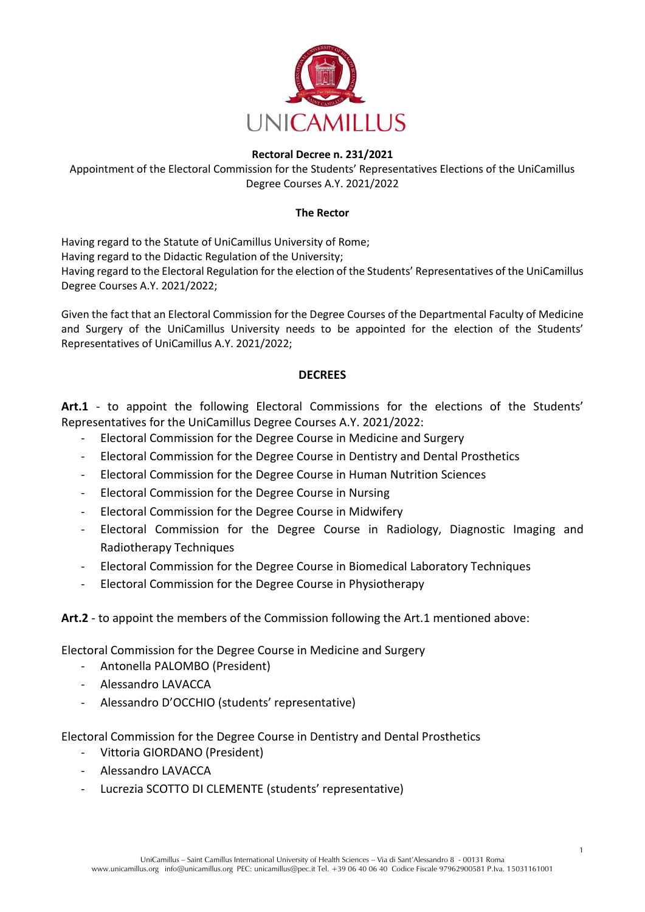**Rectoral Decree n. 231/2021**

Appointment of the Electoral Commission for the Students' Representatives Elections of the UniCamillus Degree Courses A.Y. 2021/2022

**The Rector**

Having regard to the Statute of UniCamillus University of Rome;
Having regard to the Didactic Regulation of the University;
Having regard to the Electoral Regulation for the election of the Students' Representatives of the UniCamillus Degree Courses A.Y. 2021/2022;

Given the fact that an Electoral Commission for the Degree Courses of the Departmental Faculty of Medicine and Surgery of the UniCamillus University needs to be appointed for the election of the Students' Representatives of UniCamillus A.Y. 2021/2022;

**DECREES**

**Art.1** - to appoint the following Electoral Commissions for the elections of the Students' Representatives for the UniCamillus Degree Courses A.Y. 2021/2022:

- Electoral Commission for the Degree Course in Medicine and Surgery
- Electoral Commission for the Degree Course in Dentistry and Dental Prosthetics
- Electoral Commission for the Degree Course in Human Nutrition Sciences
- Electoral Commission for the Degree Course in Nursing
- Electoral Commission for the Degree Course in Midwifery
- Electoral Commission for the Degree Course in Radiology, Diagnostic Imaging and Radiotherapy Techniques
- Electoral Commission for the Degree Course in Biomedical Laboratory Techniques
- Electoral Commission for the Degree Course in Physiotherapy

**Art.2** - to appoint the members of the Commission following the Art.1 mentioned above:

Electoral Commission for the Degree Course in Medicine and Surgery

- Antonella PALOMBO (President)
- Alessandro LAVACCA
- Alessandro D'OCCHIO (students' representative)

Electoral Commission for the Degree Course in Dentistry and Dental Prosthetics

- Vittoria GIORDANO (President)
- Alessandro LAVACCA
- Lucrezia SCOTTO DI CLEMENTE (students' representative)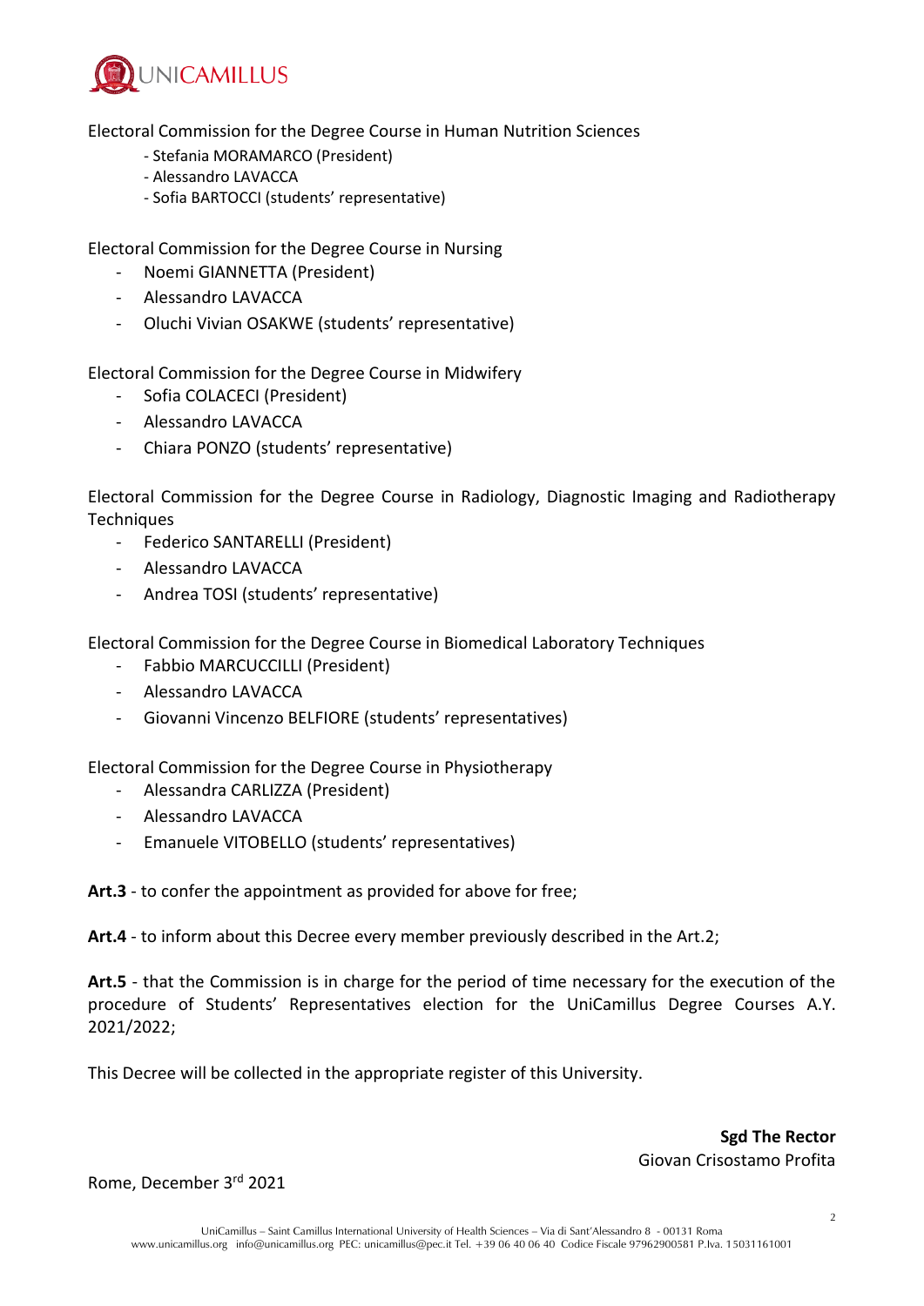Electoral Commission for the Degree Course in Human Nutrition Sciences

- Stefania MORAMARCO (President)
- Alessandro LAVACCA
- Sofia BARTOCCI (students' representative)

Electoral Commission for the Degree Course in Nursing

- Noemi GIANNETTA (President)
- Alessandro LAVACCA
- Oluchi Vivian OSAKWE (students' representative)

Electoral Commission for the Degree Course in Midwifery

- Sofia COLACECI (President)
- Alessandro LAVACCA
- Chiara PONZO (students' representative)

Electoral Commission for the Degree Course in Radiology, Diagnostic Imaging and Radiotherapy Techniques

- Federico SANTARELLI (President)
- Alessandro LAVACCA
- Andrea TOSI (students' representative)

Electoral Commission for the Degree Course in Biomedical Laboratory Techniques

- Fabbio MARCUCCILLI (President)
- Alessandro LAVACCA
- Giovanni Vincenzo BELFIORE (students' representatives)

Electoral Commission for the Degree Course in Physiotherapy

- Alessandra CARLIZZA (President)
- Alessandro LAVACCA
- Emanuele VITOBELLO (students' representatives)

**Art.3** - to confer the appointment as provided for above for free;

**Art.4** - to inform about this Decree every member previously described in the Art.2;

**Art.5** - that the Commission is in charge for the period of time necessary for the execution of the procedure of Students' Representatives election for the UniCamillus Degree Courses A.Y. 2021/2022;

This Decree will be collected in the appropriate register of this University.

**Sgd The Rector**
Giovan Crisostamo Profita

Rome, December 3rd 2021